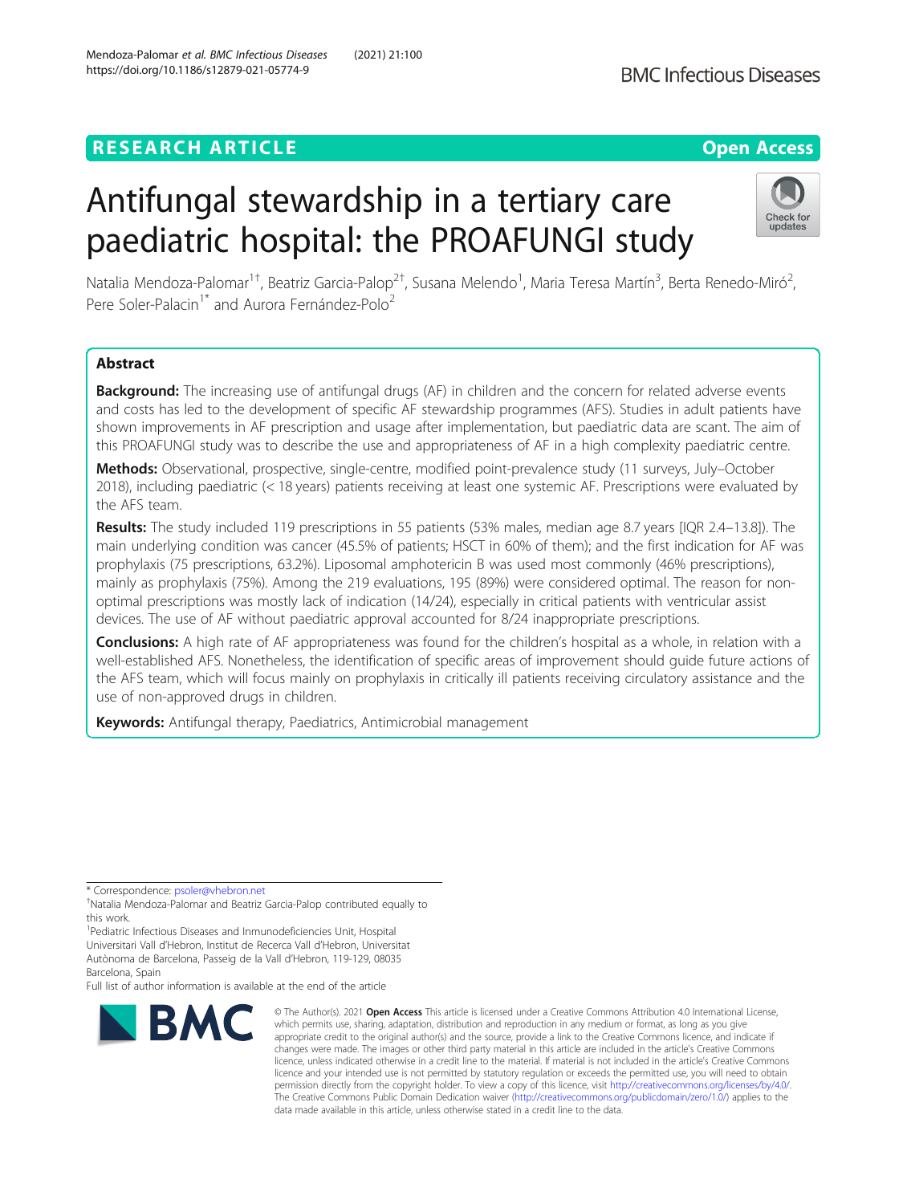RESEARCH ARTICLE

Open Access

# Antifungal stewardship in a tertiary care paediatric hospital: the PROAFUNGI study

Natalia Mendoza-Palomar[1†], Beatriz Garcia-Palop[2†], Susana Melendo[1], Maria Teresa Martín[3], Berta Renedo-Miró[2], Pere Soler-Palacin[1*] and Aurora Fernández-Polo[2]

## Abstract

**Background:** The increasing use of antifungal drugs (AF) in children and the concern for related adverse events and costs has led to the development of specific AF stewardship programmes (AFS). Studies in adult patients have shown improvements in AF prescription and usage after implementation, but paediatric data are scant. The aim of this PROAFUNGI study was to describe the use and appropriateness of AF in a high complexity paediatric centre.

**Methods:** Observational, prospective, single-centre, modified point-prevalence study (11 surveys, July–October 2018), including paediatric (< 18 years) patients receiving at least one systemic AF. Prescriptions were evaluated by the AFS team.

**Results:** The study included 119 prescriptions in 55 patients (53% males, median age 8.7 years [IQR 2.4–13.8]). The main underlying condition was cancer (45.5% of patients; HSCT in 60% of them); and the first indication for AF was prophylaxis (75 prescriptions, 63.2%). Liposomal amphotericin B was used most commonly (46% prescriptions), mainly as prophylaxis (75%). Among the 219 evaluations, 195 (89%) were considered optimal. The reason for non-optimal prescriptions was mostly lack of indication (14/24), especially in critical patients with ventricular assist devices. The use of AF without paediatric approval accounted for 8/24 inappropriate prescriptions.

**Conclusions:** A high rate of AF appropriateness was found for the children's hospital as a whole, in relation with a well-established AFS. Nonetheless, the identification of specific areas of improvement should guide future actions of the AFS team, which will focus mainly on prophylaxis in critically ill patients receiving circulatory assistance and the use of non-approved drugs in children.

**Keywords:** Antifungal therapy, Paediatrics, Antimicrobial management

---

* Correspondence: psoler@vhebron.net

†Natalia Mendoza-Palomar and Beatriz Garcia-Palop contributed equally to this work.

[1]Pediatric Infectious Diseases and Inmunodeficiencies Unit, Hospital Universitari Vall d'Hebron, Institut de Recerca Vall d'Hebron, Universitat Autònoma de Barcelona, Passeig de la Vall d'Hebron, 119-129, 08035 Barcelona, Spain

Full list of author information is available at the end of the article

© The Author(s). 2021 **Open Access** This article is licensed under a Creative Commons Attribution 4.0 International License, which permits use, sharing, adaptation, distribution and reproduction in any medium or format, as long as you give appropriate credit to the original author(s) and the source, provide a link to the Creative Commons licence, and indicate if changes were made. The images or other third party material in this article are included in the article's Creative Commons licence, unless indicated otherwise in a credit line to the material. If material is not included in the article's Creative Commons licence and your intended use is not permitted by statutory regulation or exceeds the permitted use, you will need to obtain permission directly from the copyright holder. To view a copy of this licence, visit http://creativecommons.org/licenses/by/4.0/. The Creative Commons Public Domain Dedication waiver (http://creativecommons.org/publicdomain/zero/1.0/) applies to the data made available in this article, unless otherwise stated in a credit line to the data.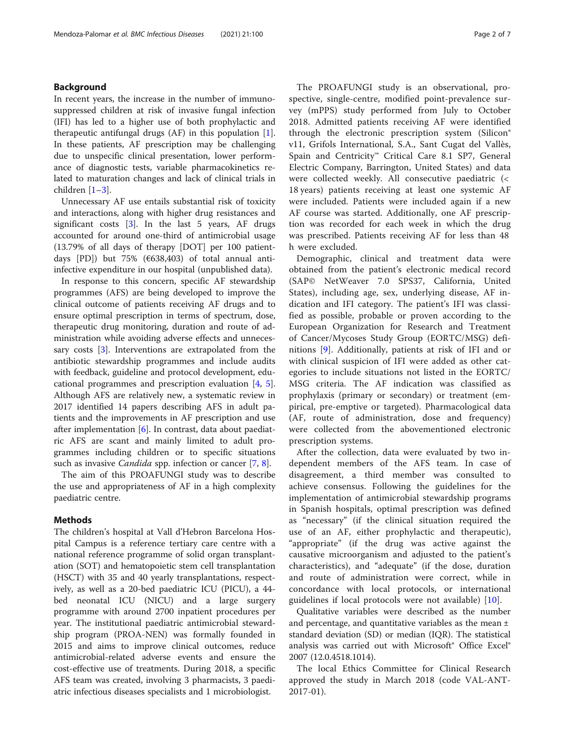## Background

In recent years, the increase in the number of immunosuppressed children at risk of invasive fungal infection (IFI) has led to a higher use of both prophylactic and therapeutic antifungal drugs (AF) in this population [1]. In these patients, AF prescription may be challenging due to unspecific clinical presentation, lower performance of diagnostic tests, variable pharmacokinetics related to maturation changes and lack of clinical trials in children [1–3].

Unnecessary AF use entails substantial risk of toxicity and interactions, along with higher drug resistances and significant costs [3]. In the last 5 years, AF drugs accounted for around one-third of antimicrobial usage (13.79% of all days of therapy [DOT] per 100 patient-days [PD]) but 75% (€638,403) of total annual anti-infective expenditure in our hospital (unpublished data).

In response to this concern, specific AF stewardship programmes (AFS) are being developed to improve the clinical outcome of patients receiving AF drugs and to ensure optimal prescription in terms of spectrum, dose, therapeutic drug monitoring, duration and route of administration while avoiding adverse effects and unnecessary costs [3]. Interventions are extrapolated from the antibiotic stewardship programmes and include audits with feedback, guideline and protocol development, educational programmes and prescription evaluation [4, 5]. Although AFS are relatively new, a systematic review in 2017 identified 14 papers describing AFS in adult patients and the improvements in AF prescription and use after implementation [6]. In contrast, data about paediatric AFS are scant and mainly limited to adult programmes including children or to specific situations such as invasive *Candida* spp. infection or cancer [7, 8].

The aim of this PROAFUNGI study was to describe the use and appropriateness of AF in a high complexity paediatric centre.

## Methods

The children's hospital at Vall d'Hebron Barcelona Hospital Campus is a reference tertiary care centre with a national reference programme of solid organ transplantation (SOT) and hematopoietic stem cell transplantation (HSCT) with 35 and 40 yearly transplantations, respectively, as well as a 20-bed paediatric ICU (PICU), a 44-bed neonatal ICU (NICU) and a large surgery programme with around 2700 inpatient procedures per year. The institutional paediatric antimicrobial stewardship program (PROA-NEN) was formally founded in 2015 and aims to improve clinical outcomes, reduce antimicrobial-related adverse events and ensure the cost-effective use of treatments. During 2018, a specific AFS team was created, involving 3 pharmacists, 3 paediatric infectious diseases specialists and 1 microbiologist.

The PROAFUNGI study is an observational, prospective, single-centre, modified point-prevalence survey (mPPS) study performed from July to October 2018. Admitted patients receiving AF were identified through the electronic prescription system (Silicon® v11, Grifols International, S.A., Sant Cugat del Vallès, Spain and Centricity™ Critical Care 8.1 SP7, General Electric Company, Barrington, United States) and data were collected weekly. All consecutive paediatric (< 18 years) patients receiving at least one systemic AF were included. Patients were included again if a new AF course was started. Additionally, one AF prescription was recorded for each week in which the drug was prescribed. Patients receiving AF for less than 48 h were excluded.

Demographic, clinical and treatment data were obtained from the patient's electronic medical record (SAP© NetWeaver 7.0 SPS37, California, United States), including age, sex, underlying disease, AF indication and IFI category. The patient's IFI was classified as possible, probable or proven according to the European Organization for Research and Treatment of Cancer/Mycoses Study Group (EORTC/MSG) definitions [9]. Additionally, patients at risk of IFI and or with clinical suspicion of IFI were added as other categories to include situations not listed in the EORTC/MSG criteria. The AF indication was classified as prophylaxis (primary or secondary) or treatment (empirical, pre-emptive or targeted). Pharmacological data (AF, route of administration, dose and frequency) were collected from the abovementioned electronic prescription systems.

After the collection, data were evaluated by two independent members of the AFS team. In case of disagreement, a third member was consulted to achieve consensus. Following the guidelines for the implementation of antimicrobial stewardship programs in Spanish hospitals, optimal prescription was defined as "necessary" (if the clinical situation required the use of an AF, either prophylactic and therapeutic), "appropriate" (if the drug was active against the causative microorganism and adjusted to the patient's characteristics), and "adequate" (if the dose, duration and route of administration were correct, while in concordance with local protocols, or international guidelines if local protocols were not available) [10].

Qualitative variables were described as the number and percentage, and quantitative variables as the mean ± standard deviation (SD) or median (IQR). The statistical analysis was carried out with Microsoft® Office Excel® 2007 (12.0.4518.1014).

The local Ethics Committee for Clinical Research approved the study in March 2018 (code VAL-ANT-2017-01).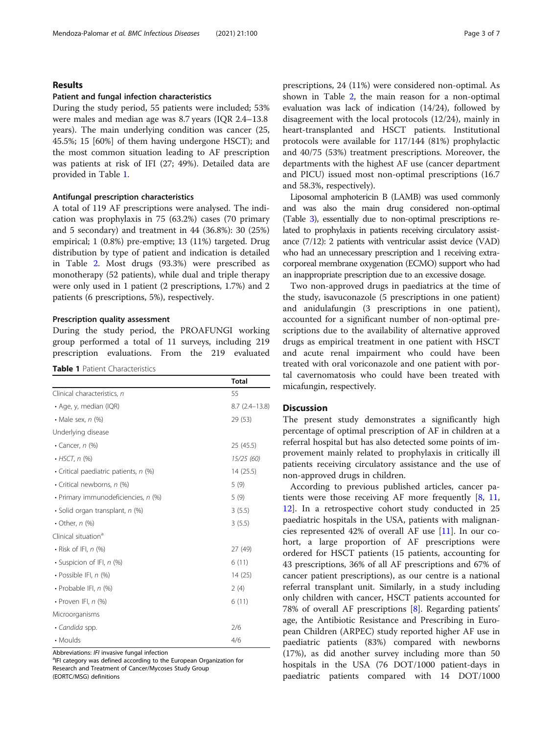## Results

### Patient and fungal infection characteristics

During the study period, 55 patients were included; 53% were males and median age was 8.7 years (IQR 2.4–13.8 years). The main underlying condition was cancer (25, 45.5%; 15 [60%] of them having undergone HSCT); and the most common situation leading to AF prescription was patients at risk of IFI (27; 49%). Detailed data are provided in Table 1.

### Antifungal prescription characteristics

A total of 119 AF prescriptions were analysed. The indication was prophylaxis in 75 (63.2%) cases (70 primary and 5 secondary) and treatment in 44 (36.8%): 30 (25%) empirical; 1 (0.8%) pre-emptive; 13 (11%) targeted. Drug distribution by type of patient and indication is detailed in Table 2. Most drugs (93.3%) were prescribed as monotherapy (52 patients), while dual and triple therapy were only used in 1 patient (2 prescriptions, 1.7%) and 2 patients (6 prescriptions, 5%), respectively.

### Prescription quality assessment

During the study period, the PROAFUNGI working group performed a total of 11 surveys, including 219 prescription evaluations. From the 219 evaluated prescriptions, 24 (11%) were considered non-optimal. As shown in Table 2, the main reason for a non-optimal evaluation was lack of indication (14/24), followed by disagreement with the local protocols (12/24), mainly in heart-transplanted and HSCT patients. Institutional protocols were available for 117/144 (81%) prophylactic and 40/75 (53%) treatment prescriptions. Moreover, the departments with the highest AF use (cancer department and PICU) issued most non-optimal prescriptions (16.7 and 58.3%, respectively).

Liposomal amphotericin B (LAMB) was used commonly and was also the main drug considered non-optimal (Table 3), essentially due to non-optimal prescriptions related to prophylaxis in patients receiving circulatory assistance (7/12): 2 patients with ventricular assist device (VAD) who had an unnecessary prescription and 1 receiving extracorporeal membrane oxygenation (ECMO) support who had an inappropriate prescription due to an excessive dosage.

Two non-approved drugs in paediatrics at the time of the study, isavuconazole (5 prescriptions in one patient) and anidulafungin (3 prescriptions in one patient), accounted for a significant number of non-optimal prescriptions due to the availability of alternative approved drugs as empirical treatment in one patient with HSCT and acute renal impairment who could have been treated with oral voriconazole and one patient with portal cavernomatosis who could have been treated with micafungin, respectively.

**Table 1** Patient Characteristics

| | Total |
|---|---|
| Clinical characteristics, *n* | 55 |
| • Age, y, median (IQR) | 8.7 (2.4–13.8) |
| • Male sex, *n* (%) | 29 (53) |
| Underlying disease | |
| • Cancer, *n* (%) | 25 (45.5) |
| • *HSCT, n (%)* | *15/25 (60)* |
| • Critical paediatric patients, *n* (%) | 14 (25.5) |
| • Critical newborns, *n* (%) | 5 (9) |
| • Primary immunodeficiencies, *n* (%) | 5 (9) |
| • Solid organ transplant, *n* (%) | 3 (5.5) |
| • Other, *n* (%) | 3 (5.5) |
| Clinical situation[a] | |
| • Risk of IFI, *n* (%) | 27 (49) |
| • Suspicion of IFI, *n* (%) | 6 (11) |
| • Possible IFI, *n* (%) | 14 (25) |
| • Probable IFI, *n* (%) | 2 (4) |
| • Proven IFI, *n* (%) | 6 (11) |
| Microorganisms | |
| • *Candida* spp. | 2/6 |
| • Moulds | 4/6 |

Abbreviations: *IFI* invasive fungal infection
[a]IFI category was defined according to the European Organization for Research and Treatment of Cancer/Mycoses Study Group (EORTC/MSG) definitions

## Discussion

The present study demonstrates a significantly high percentage of optimal prescription of AF in children at a referral hospital but has also detected some points of improvement mainly related to prophylaxis in critically ill patients receiving circulatory assistance and the use of non-approved drugs in children.

According to previous published articles, cancer patients were those receiving AF more frequently [8, 11, 12]. In a retrospective cohort study conducted in 25 paediatric hospitals in the USA, patients with malignancies represented 42% of overall AF use [11]. In our cohort, a large proportion of AF prescriptions were ordered for HSCT patients (15 patients, accounting for 43 prescriptions, 36% of all AF prescriptions and 67% of cancer patient prescriptions), as our centre is a national referral transplant unit. Similarly, in a study including only children with cancer, HSCT patients accounted for 78% of overall AF prescriptions [8]. Regarding patients' age, the Antibiotic Resistance and Prescribing in European Children (ARPEC) study reported higher AF use in paediatric patients (83%) compared with newborns (17%), as did another survey including more than 50 hospitals in the USA (76 DOT/1000 patient-days in paediatric patients compared with 14 DOT/1000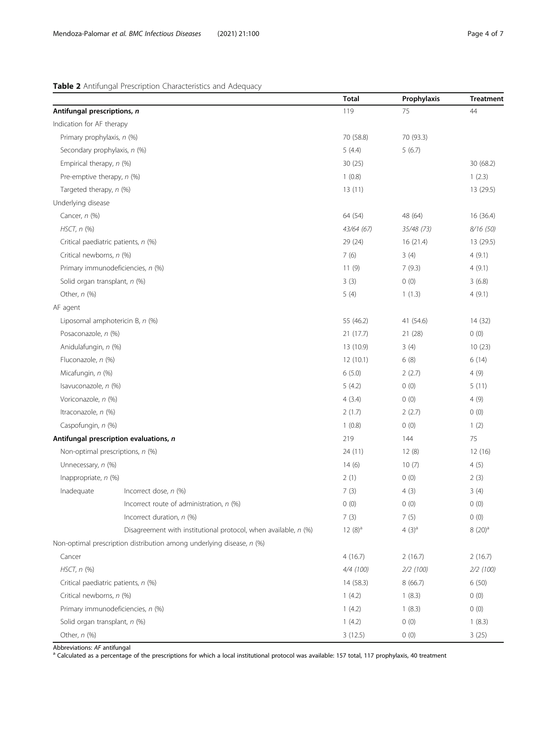**Table 2** Antifungal Prescription Characteristics and Adequacy

| | | Total | Prophylaxis | Treatment |
|---|---|---|---|---|
| **Antifungal prescriptions, *n*** | | 119 | 75 | 44 |
| Indication for AF therapy | | | | |
| Primary prophylaxis, *n* (%) | | 70 (58.8) | 70 (93.3) | |
| Secondary prophylaxis, *n* (%) | | 5 (4.4) | 5 (6.7) | |
| Empirical therapy, *n* (%) | | 30 (25) | | 30 (68.2) |
| Pre-emptive therapy, *n* (%) | | 1 (0.8) | | 1 (2.3) |
| Targeted therapy, *n* (%) | | 13 (11) | | 13 (29.5) |
| Underlying disease | | | | |
| Cancer, *n* (%) | | 64 (54) | 48 (64) | 16 (36.4) |
| *HSCT, n (%)* | | *43/64 (67)* | *35/48 (73)* | *8/16 (50)* |
| Critical paediatric patients, *n* (%) | | 29 (24) | 16 (21.4) | 13 (29.5) |
| Critical newborns, *n* (%) | | 7 (6) | 3 (4) | 4 (9.1) |
| Primary immunodeficiencies, *n* (%) | | 11 (9) | 7 (9.3) | 4 (9.1) |
| Solid organ transplant, *n* (%) | | 3 (3) | 0 (0) | 3 (6.8) |
| Other, *n* (%) | | 5 (4) | 1 (1.3) | 4 (9.1) |
| AF agent | | | | |
| Liposomal amphotericin B, *n* (%) | | 55 (46.2) | 41 (54.6) | 14 (32) |
| Posaconazole, *n* (%) | | 21 (17.7) | 21 (28) | 0 (0) |
| Anidulafungin, *n* (%) | | 13 (10.9) | 3 (4) | 10 (23) |
| Fluconazole, *n* (%) | | 12 (10.1) | 6 (8) | 6 (14) |
| Micafungin, *n* (%) | | 6 (5.0) | 2 (2.7) | 4 (9) |
| Isavuconazole, *n* (%) | | 5 (4.2) | 0 (0) | 5 (11) |
| Voriconazole, *n* (%) | | 4 (3.4) | 0 (0) | 4 (9) |
| Itraconazole, *n* (%) | | 2 (1.7) | 2 (2.7) | 0 (0) |
| Caspofungin, *n* (%) | | 1 (0.8) | 0 (0) | 1 (2) |
| **Antifungal prescription evaluations, *n*** | | 219 | 144 | 75 |
| Non-optimal prescriptions, *n* (%) | | 24 (11) | 12 (8) | 12 (16) |
| Unnecessary, *n* (%) | | 14 (6) | 10 (7) | 4 (5) |
| Inappropriate, *n* (%) | | 2 (1) | 0 (0) | 2 (3) |
| Inadequate | Incorrect dose, *n* (%) | 7 (3) | 4 (3) | 3 (4) |
| | Incorrect route of administration, *n* (%) | 0 (0) | 0 (0) | 0 (0) |
| | Incorrect duration, *n* (%) | 7 (3) | 7 (5) | 0 (0) |
| | Disagreement with institutional protocol, when available, *n* (%) | 12 (8)[a] | 4 (3)[a] | 8 (20)[a] |
| Non-optimal prescription distribution among underlying disease, *n* (%) | | | | |
| Cancer | | 4 (16.7) | 2 (16.7) | 2 (16.7) |
| *HSCT, n (%)* | | *4/4 (100)* | *2/2 (100)* | *2/2 (100)* |
| Critical paediatric patients, *n* (%) | | 14 (58.3) | 8 (66.7) | 6 (50) |
| Critical newborns, *n* (%) | | 1 (4.2) | 1 (8.3) | 0 (0) |
| Primary immunodeficiencies, *n* (%) | | 1 (4.2) | 1 (8.3) | 0 (0) |
| Solid organ transplant, *n* (%) | | 1 (4.2) | 0 (0) | 1 (8.3) |
| Other, *n* (%) | | 3 (12.5) | 0 (0) | 3 (25) |

Abbreviations: *AF* antifungal

[a] Calculated as a percentage of the prescriptions for which a local institutional protocol was available: 157 total, 117 prophylaxis, 40 treatment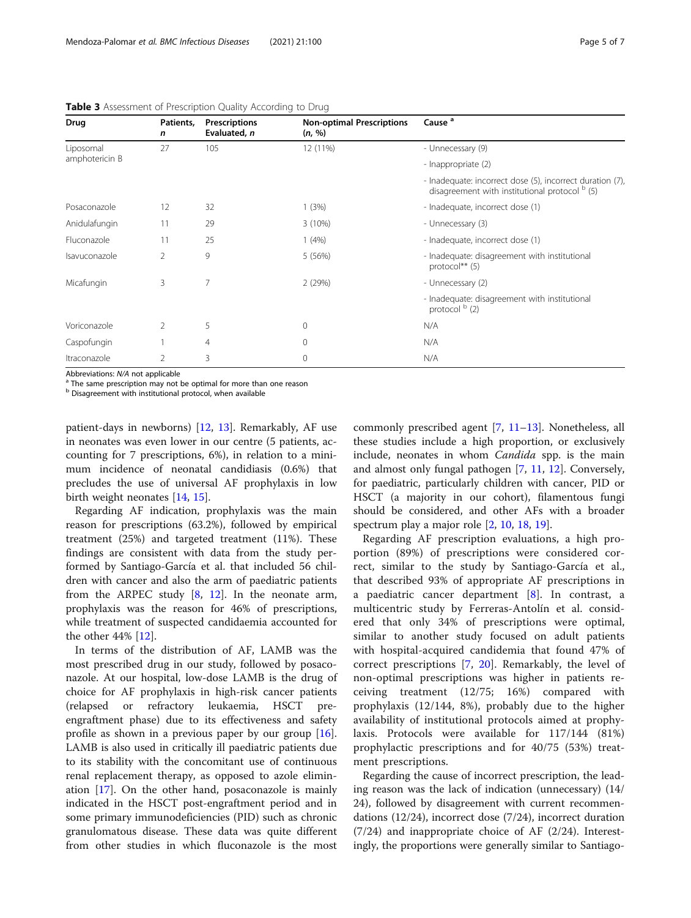**Table 3** Assessment of Prescription Quality According to Drug

| Drug | Patients, *n* | Prescriptions Evaluated, *n* | Non-optimal Prescriptions (*n*, %) | Cause [a] |
|---|---|---|---|---|
| Liposomal amphotericin B | 27 | 105 | 12 (11%) | - Unnecessary (9) |
| | | | | - Inappropriate (2) |
| | | | | - Inadequate: incorrect dose (5), incorrect duration (7), disagreement with institutional protocol [b] (5) |
| Posaconazole | 12 | 32 | 1 (3%) | - Inadequate, incorrect dose (1) |
| Anidulafungin | 11 | 29 | 3 (10%) | - Unnecessary (3) |
| Fluconazole | 11 | 25 | 1 (4%) | - Inadequate, incorrect dose (1) |
| Isavuconazole | 2 | 9 | 5 (56%) | - Inadequate: disagreement with institutional protocol** (5) |
| Micafungin | 3 | 7 | 2 (29%) | - Unnecessary (2) |
| | | | | - Inadequate: disagreement with institutional protocol [b] (2) |
| Voriconazole | 2 | 5 | 0 | N/A |
| Caspofungin | 1 | 4 | 0 | N/A |
| Itraconazole | 2 | 3 | 0 | N/A |

Abbreviations: *N/A* not applicable
[a] The same prescription may not be optimal for more than one reason
[b] Disagreement with institutional protocol, when available

patient-days in newborns) [12, 13]. Remarkably, AF use in neonates was even lower in our centre (5 patients, accounting for 7 prescriptions, 6%), in relation to a minimum incidence of neonatal candidiasis (0.6%) that precludes the use of universal AF prophylaxis in low birth weight neonates [14, 15].

Regarding AF indication, prophylaxis was the main reason for prescriptions (63.2%), followed by empirical treatment (25%) and targeted treatment (11%). These findings are consistent with data from the study performed by Santiago-García et al. that included 56 children with cancer and also the arm of paediatric patients from the ARPEC study [8, 12]. In the neonate arm, prophylaxis was the reason for 46% of prescriptions, while treatment of suspected candidaemia accounted for the other 44% [12].

In terms of the distribution of AF, LAMB was the most prescribed drug in our study, followed by posaconazole. At our hospital, low-dose LAMB is the drug of choice for AF prophylaxis in high-risk cancer patients (relapsed or refractory leukaemia, HSCT pre-engraftment phase) due to its effectiveness and safety profile as shown in a previous paper by our group [16]. LAMB is also used in critically ill paediatric patients due to its stability with the concomitant use of continuous renal replacement therapy, as opposed to azole elimination [17]. On the other hand, posaconazole is mainly indicated in the HSCT post-engraftment period and in some primary immunodeficiencies (PID) such as chronic granulomatous disease. These data was quite different from other studies in which fluconazole is the most commonly prescribed agent [7, 11–13]. Nonetheless, all these studies include a high proportion, or exclusively include, neonates in whom *Candida* spp. is the main and almost only fungal pathogen [7, 11, 12]. Conversely, for paediatric, particularly children with cancer, PID or HSCT (a majority in our cohort), filamentous fungi should be considered, and other AFs with a broader spectrum play a major role [2, 10, 18, 19].

Regarding AF prescription evaluations, a high proportion (89%) of prescriptions were considered correct, similar to the study by Santiago-García et al., that described 93% of appropriate AF prescriptions in a paediatric cancer department [8]. In contrast, a multicentric study by Ferreras-Antolín et al. considered that only 34% of prescriptions were optimal, similar to another study focused on adult patients with hospital-acquired candidemia that found 47% of correct prescriptions [7, 20]. Remarkably, the level of non-optimal prescriptions was higher in patients receiving treatment (12/75; 16%) compared with prophylaxis (12/144, 8%), probably due to the higher availability of institutional protocols aimed at prophylaxis. Protocols were available for 117/144 (81%) prophylactic prescriptions and for 40/75 (53%) treatment prescriptions.

Regarding the cause of incorrect prescription, the leading reason was the lack of indication (unnecessary) (14/24), followed by disagreement with current recommendations (12/24), incorrect dose (7/24), incorrect duration (7/24) and inappropriate choice of AF (2/24). Interestingly, the proportions were generally similar to Santiago-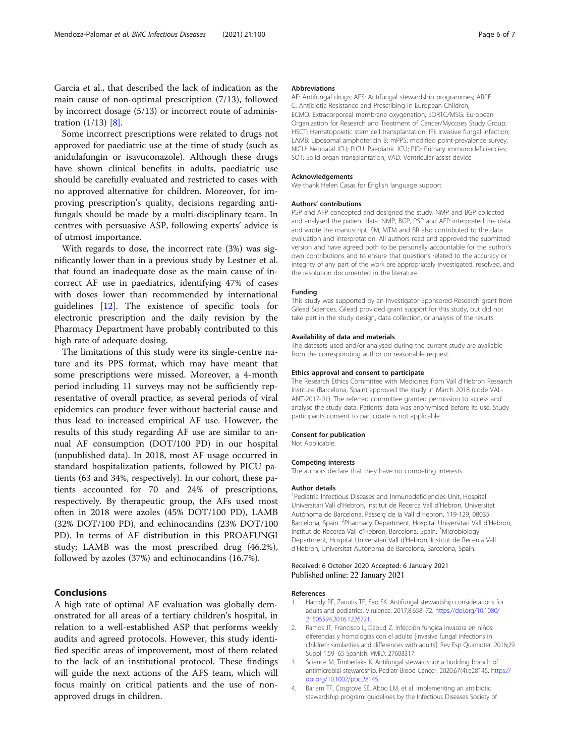Garcia et al., that described the lack of indication as the main cause of non-optimal prescription (7/13), followed by incorrect dosage (5/13) or incorrect route of administration (1/13) [8].

Some incorrect prescriptions were related to drugs not approved for paediatric use at the time of study (such as anidulafungin or isavuconazole). Although these drugs have shown clinical benefits in adults, paediatric use should be carefully evaluated and restricted to cases with no approved alternative for children. Moreover, for improving prescription's quality, decisions regarding antifungals should be made by a multi-disciplinary team. In centres with persuasive ASP, following experts' advice is of utmost importance.

With regards to dose, the incorrect rate (3%) was significantly lower than in a previous study by Lestner et al. that found an inadequate dose as the main cause of incorrect AF use in paediatrics, identifying 47% of cases with doses lower than recommended by international guidelines [12]. The existence of specific tools for electronic prescription and the daily revision by the Pharmacy Department have probably contributed to this high rate of adequate dosing.

The limitations of this study were its single-centre nature and its PPS format, which may have meant that some prescriptions were missed. Moreover, a 4-month period including 11 surveys may not be sufficiently representative of overall practice, as several periods of viral epidemics can produce fever without bacterial cause and thus lead to increased empirical AF use. However, the results of this study regarding AF use are similar to annual AF consumption (DOT/100 PD) in our hospital (unpublished data). In 2018, most AF usage occurred in standard hospitalization patients, followed by PICU patients (63 and 34%, respectively). In our cohort, these patients accounted for 70 and 24% of prescriptions, respectively. By therapeutic group, the AFs used most often in 2018 were azoles (45% DOT/100 PD), LAMB (32% DOT/100 PD), and echinocandins (23% DOT/100 PD). In terms of AF distribution in this PROAFUNGI study; LAMB was the most prescribed drug (46.2%), followed by azoles (37%) and echinocandins (16.7%).

## Conclusions

A high rate of optimal AF evaluation was globally demonstrated for all areas of a tertiary children's hospital, in relation to a well-established ASP that performs weekly audits and agreed protocols. However, this study identified specific areas of improvement, most of them related to the lack of an institutional protocol. These findings will guide the next actions of the AFS team, which will focus mainly on critical patients and the use of non-approved drugs in children.

#### Abbreviations

AF: Antifungal drugs; AFS: Antifungal stewardship programmes; ARPEC: Antibiotic Resistance and Prescribing in European Children; ECMO: Extracorporeal membrane oxygenation; EORTC/MSG: European Organization for Research and Treatment of Cancer/Mycoses Study Group; HSCT: Hematopoietic stem cell transplantation; IFI: Invasive fungal infection; LAMB: Liposomal amphotericin B; mPPS: modified point-prevalence survey; NICU: Neonatal ICU; PICU: Paediatric ICU; PID: Primary immunodeficiencies; SOT: Solid organ transplantation; VAD: Ventricular assist device

#### Acknowledgements

We thank Helen Casas for English language support.

#### Authors' contributions

PSP and AFP concepted and designed the study. NMP and BGP collected and analysed the patient data. NMP, BGP, PSP and AFP interpreted the data and wrote the manuscript. SM, MTM and BR also contributed to the data evaluation and interpretation. All authors read and approved the submitted version and have agreed both to be personally accountable for the author's own contributions and to ensure that questions related to the accuracy or integrity of any part of the work are appropriately investigated, resolved, and the resolution documented in the literature.

#### Funding

This study was supported by an Investigator-Sponsored Research grant from Gilead Sciences. Gilead provided grant support for this study, but did not take part in the study design, data collection, or analysis of the results.

#### Availability of data and materials

The datasets used and/or analysed during the current study are available from the corresponding author on reasonable request.

#### Ethics approval and consent to participate

The Research Ethics Committee with Medicines from Vall d'Hebron Research Institute (Barcelona, Spain) approved the study in March 2018 (code VAL-ANT-2017-01). The referred committee granted permission to access and analyse the study data. Patients' data was anonymised before its use. Study participants consent to participate is not applicable.

#### Consent for publication

Not Applicable.

#### Competing interests

The authors declare that they have no competing interests.

#### Author details

[1]Pediatric Infectious Diseases and Inmunodeficiencies Unit, Hospital Universitari Vall d'Hebron, Institut de Recerca Vall d'Hebron, Universitat Autònoma de Barcelona, Passeig de la Vall d'Hebron, 119-129, 08035 Barcelona, Spain. [2]Pharmacy Department, Hospital Universitari Vall d'Hebron, Institut de Recerca Vall d'Hebron, Barcelona, Spain. [3]Microbiology Department, Hospital Universitari Vall d'Hebron, Institut de Recerca Vall d'Hebron, Universitat Autònoma de Barcelona, Barcelona, Spain.

Received: 6 October 2020 Accepted: 6 January 2021
Published online: 22 January 2021

#### References

1. Hamdy RF, Zaoutis TE, Seo SK. Antifungal stewardship considerations for adults and pediatrics. Virulence. 2017;8:658–72. https://doi.org/10.1080/21505594.2016.1226721.
2. Ramos JT, Francisco L, Daoud Z. Infección fúngica invasora en niños: diferencias y homologías con el adulto [Invasive fungal infections in children: similarities and differences with adults]. Rev Esp Quimioter. 2016;29 Suppl 1:59–65 Spanish. PMID: 27608317.
3. Science M, Timberlake K. Antifungal stewardship: a budding branch of antimicrobial stewardship. Pediatr Blood Cancer. 2020;67(4):e28145. https://doi.org/10.1002/pbc.28145.
4. Barlam TF, Cosgrove SE, Abbo LM, et al. Implementing an antibiotic stewardship program: guidelines by the Infectious Diseases Society of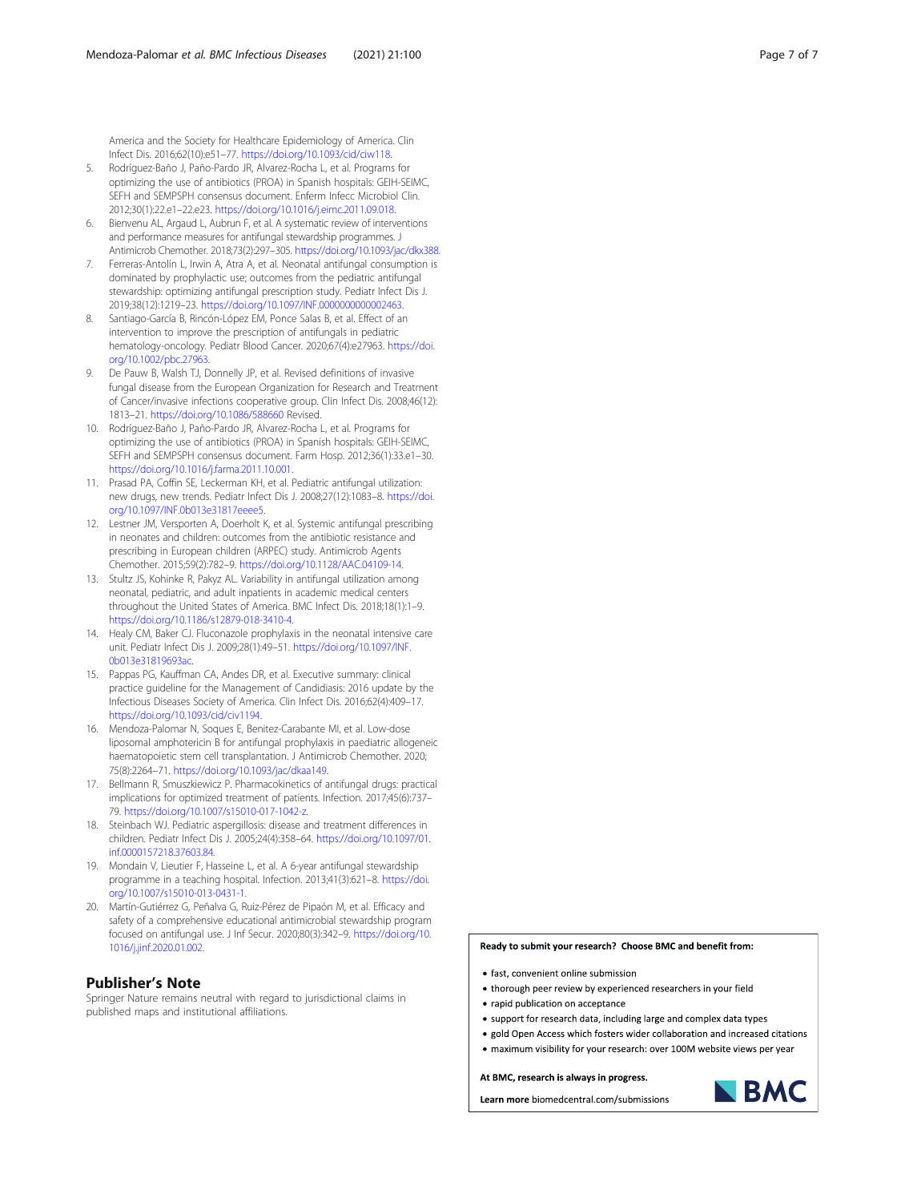America and the Society for Healthcare Epidemiology of America. Clin Infect Dis. 2016;62(10):e51–77. https://doi.org/10.1093/cid/ciw118.

5. Rodríguez-Baño J, Paño-Pardo JR, Alvarez-Rocha L, et al. Programs for optimizing the use of antibiotics (PROA) in Spanish hospitals: GEIH-SEIMC, SEFH and SEMPSPH consensus document. Enferm Infecc Microbiol Clin. 2012;30(1):22.e1–22.e23. https://doi.org/10.1016/j.eimc.2011.09.018.
6. Bienvenu AL, Argaud L, Aubrun F, et al. A systematic review of interventions and performance measures for antifungal stewardship programmes. J Antimicrob Chemother. 2018;73(2):297–305. https://doi.org/10.1093/jac/dkx388.
7. Ferreras-Antolín L, Irwin A, Atra A, et al. Neonatal antifungal consumption is dominated by prophylactic use; outcomes from the pediatric antifungal stewardship: optimizing antifungal prescription study. Pediatr Infect Dis J. 2019;38(12):1219–23. https://doi.org/10.1097/INF.0000000000002463.
8. Santiago-García B, Rincón-López EM, Ponce Salas B, et al. Effect of an intervention to improve the prescription of antifungals in pediatric hematology-oncology. Pediatr Blood Cancer. 2020;67(4):e27963. https://doi.org/10.1002/pbc.27963.
9. De Pauw B, Walsh TJ, Donnelly JP, et al. Revised definitions of invasive fungal disease from the European Organization for Research and Treatment of Cancer/invasive infections cooperative group. Clin Infect Dis. 2008;46(12): 1813–21. https://doi.org/10.1086/588660 Revised.
10. Rodríguez-Baño J, Paño-Pardo JR, Alvarez-Rocha L, et al. Programs for optimizing the use of antibiotics (PROA) in Spanish hospitals: GEIH-SEIMC, SEFH and SEMPSPH consensus document. Farm Hosp. 2012;36(1):33.e1–30. https://doi.org/10.1016/j.farma.2011.10.001.
11. Prasad PA, Coffin SE, Leckerman KH, et al. Pediatric antifungal utilization: new drugs, new trends. Pediatr Infect Dis J. 2008;27(12):1083–8. https://doi.org/10.1097/INF.0b013e31817eeee5.
12. Lestner JM, Versporten A, Doerholt K, et al. Systemic antifungal prescribing in neonates and children: outcomes from the antibiotic resistance and prescribing in European children (ARPEC) study. Antimicrob Agents Chemother. 2015;59(2):782–9. https://doi.org/10.1128/AAC.04109-14.
13. Stultz JS, Kohinke R, Pakyz AL. Variability in antifungal utilization among neonatal, pediatric, and adult inpatients in academic medical centers throughout the United States of America. BMC Infect Dis. 2018;18(1):1–9. https://doi.org/10.1186/s12879-018-3410-4.
14. Healy CM, Baker CJ. Fluconazole prophylaxis in the neonatal intensive care unit. Pediatr Infect Dis J. 2009;28(1):49–51. https://doi.org/10.1097/INF.0b013e31819693ac.
15. Pappas PG, Kauffman CA, Andes DR, et al. Executive summary: clinical practice guideline for the Management of Candidiasis: 2016 update by the Infectious Diseases Society of America. Clin Infect Dis. 2016;62(4):409–17. https://doi.org/10.1093/cid/civ1194.
16. Mendoza-Palomar N, Soques E, Benitez-Carabante MI, et al. Low-dose liposomal amphotericin B for antifungal prophylaxis in paediatric allogeneic haematopoietic stem cell transplantation. J Antimicrob Chemother. 2020; 75(8):2264–71. https://doi.org/10.1093/jac/dkaa149.
17. Bellmann R, Smuszkiewicz P. Pharmacokinetics of antifungal drugs: practical implications for optimized treatment of patients. Infection. 2017;45(6):737–79. https://doi.org/10.1007/s15010-017-1042-z.
18. Steinbach WJ. Pediatric aspergillosis: disease and treatment differences in children. Pediatr Infect Dis J. 2005;24(4):358–64. https://doi.org/10.1097/01.inf.0000157218.37603.84.
19. Mondain V, Lieutier F, Hasseine L, et al. A 6-year antifungal stewardship programme in a teaching hospital. Infection. 2013;41(3):621–8. https://doi.org/10.1007/s15010-013-0431-1.
20. Martín-Gutiérrez G, Peñalva G, Ruiz-Pérez de Pipaón M, et al. Efficacy and safety of a comprehensive educational antimicrobial stewardship program focused on antifungal use. J Inf Secur. 2020;80(3):342–9. https://doi.org/10.1016/j.jinf.2020.01.002.

## Publisher's Note

Springer Nature remains neutral with regard to jurisdictional claims in published maps and institutional affiliations.